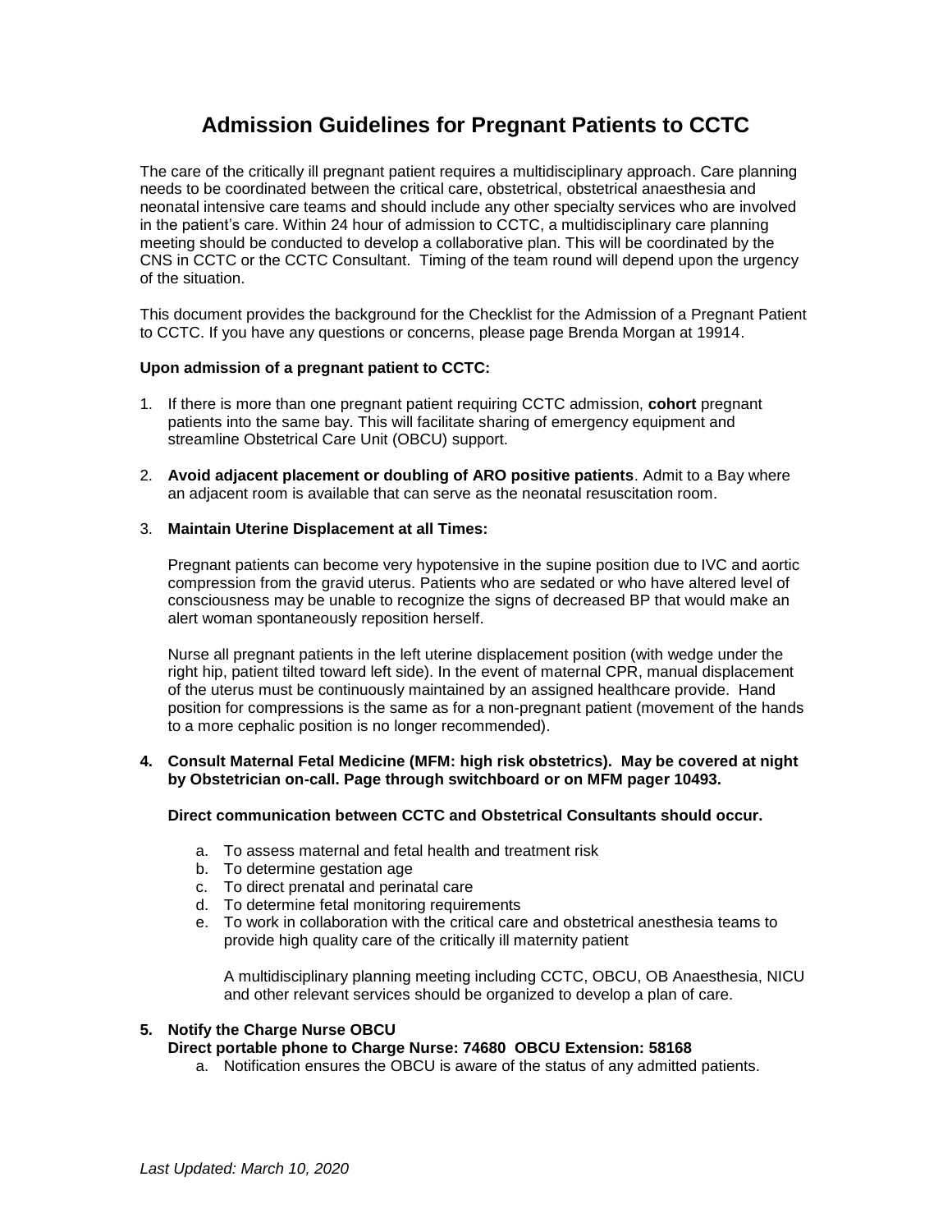# Admission Guidelines for Pregnant Patients to CCTC

The care of the critically ill pregnant patient requires a multidisciplinary approach. Care planning needs to be coordinated between the critical care, obstetrical, obstetrical anaesthesia and neonatal intensive care teams and should include any other specialty services who are involved in the patient's care. Within 24 hour of admission to CCTC, a multidisciplinary care planning meeting should be conducted to develop a collaborative plan. This will be coordinated by the CNS in CCTC or the CCTC Consultant. Timing of the team round will depend upon the urgency of the situation.

This document provides the background for the Checklist for the Admission of a Pregnant Patient to CCTC. If you have any questions or concerns, please page Brenda Morgan at 19914.

**Upon admission of a pregnant patient to CCTC:**

1. If there is more than one pregnant patient requiring CCTC admission, **cohort** pregnant patients into the same bay. This will facilitate sharing of emergency equipment and streamline Obstetrical Care Unit (OBCU) support.

2. **Avoid adjacent placement or doubling of ARO positive patients**. Admit to a Bay where an adjacent room is available that can serve as the neonatal resuscitation room.

3. **Maintain Uterine Displacement at all Times:**

   Pregnant patients can become very hypotensive in the supine position due to IVC and aortic compression from the gravid uterus. Patients who are sedated or who have altered level of consciousness may be unable to recognize the signs of decreased BP that would make an alert woman spontaneously reposition herself.

   Nurse all pregnant patients in the left uterine displacement position (with wedge under the right hip, patient tilted toward left side). In the event of maternal CPR, manual displacement of the uterus must be continuously maintained by an assigned healthcare provide. Hand position for compressions is the same as for a non-pregnant patient (movement of the hands to a more cephalic position is no longer recommended).

4. **Consult Maternal Fetal Medicine (MFM: high risk obstetrics). May be covered at night by Obstetrician on-call. Page through switchboard or on MFM pager 10493.**

   **Direct communication between CCTC and Obstetrical Consultants should occur.**

   a. To assess maternal and fetal health and treatment risk
   b. To determine gestation age
   c. To direct prenatal and perinatal care
   d. To determine fetal monitoring requirements
   e. To work in collaboration with the critical care and obstetrical anesthesia teams to provide high quality care of the critically ill maternity patient

      A multidisciplinary planning meeting including CCTC, OBCU, OB Anaesthesia, NICU and other relevant services should be organized to develop a plan of care.

5. **Notify the Charge Nurse OBCU**
   **Direct portable phone to Charge Nurse: 74680 OBCU Extension: 58168**

   a. Notification ensures the OBCU is aware of the status of any admitted patients.

*Last Updated: March 10, 2020*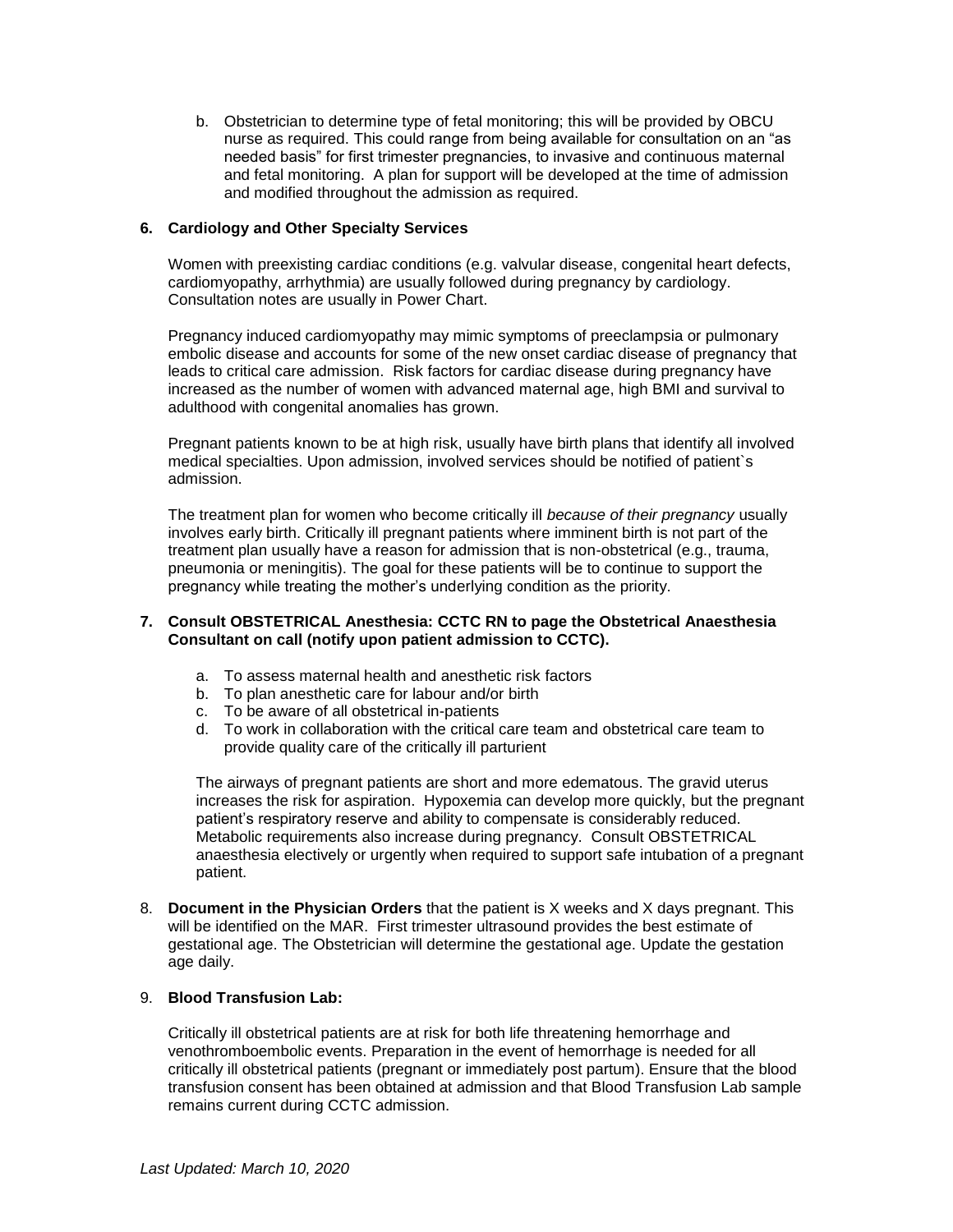b. Obstetrician to determine type of fetal monitoring; this will be provided by OBCU nurse as required. This could range from being available for consultation on an "as needed basis" for first trimester pregnancies, to invasive and continuous maternal and fetal monitoring. A plan for support will be developed at the time of admission and modified throughout the admission as required.

**6. Cardiology and Other Specialty Services**

Women with preexisting cardiac conditions (e.g. valvular disease, congenital heart defects, cardiomyopathy, arrhythmia) are usually followed during pregnancy by cardiology. Consultation notes are usually in Power Chart.

Pregnancy induced cardiomyopathy may mimic symptoms of preeclampsia or pulmonary embolic disease and accounts for some of the new onset cardiac disease of pregnancy that leads to critical care admission. Risk factors for cardiac disease during pregnancy have increased as the number of women with advanced maternal age, high BMI and survival to adulthood with congenital anomalies has grown.

Pregnant patients known to be at high risk, usually have birth plans that identify all involved medical specialties. Upon admission, involved services should be notified of patient`s admission.

The treatment plan for women who become critically ill *because of their pregnancy* usually involves early birth. Critically ill pregnant patients where imminent birth is not part of the treatment plan usually have a reason for admission that is non-obstetrical (e.g., trauma, pneumonia or meningitis). The goal for these patients will be to continue to support the pregnancy while treating the mother's underlying condition as the priority.

**7. Consult OBSTETRICAL Anesthesia: CCTC RN to page the Obstetrical Anaesthesia Consultant on call (notify upon patient admission to CCTC).**

a. To assess maternal health and anesthetic risk factors
b. To plan anesthetic care for labour and/or birth
c. To be aware of all obstetrical in-patients
d. To work in collaboration with the critical care team and obstetrical care team to provide quality care of the critically ill parturient

The airways of pregnant patients are short and more edematous. The gravid uterus increases the risk for aspiration. Hypoxemia can develop more quickly, but the pregnant patient's respiratory reserve and ability to compensate is considerably reduced. Metabolic requirements also increase during pregnancy. Consult OBSTETRICAL anaesthesia electively or urgently when required to support safe intubation of a pregnant patient.

8. **Document in the Physician Orders** that the patient is X weeks and X days pregnant. This will be identified on the MAR. First trimester ultrasound provides the best estimate of gestational age. The Obstetrician will determine the gestational age. Update the gestation age daily.

9. **Blood Transfusion Lab:**

Critically ill obstetrical patients are at risk for both life threatening hemorrhage and venothromboembolic events. Preparation in the event of hemorrhage is needed for all critically ill obstetrical patients (pregnant or immediately post partum). Ensure that the blood transfusion consent has been obtained at admission and that Blood Transfusion Lab sample remains current during CCTC admission.

*Last Updated: March 10, 2020*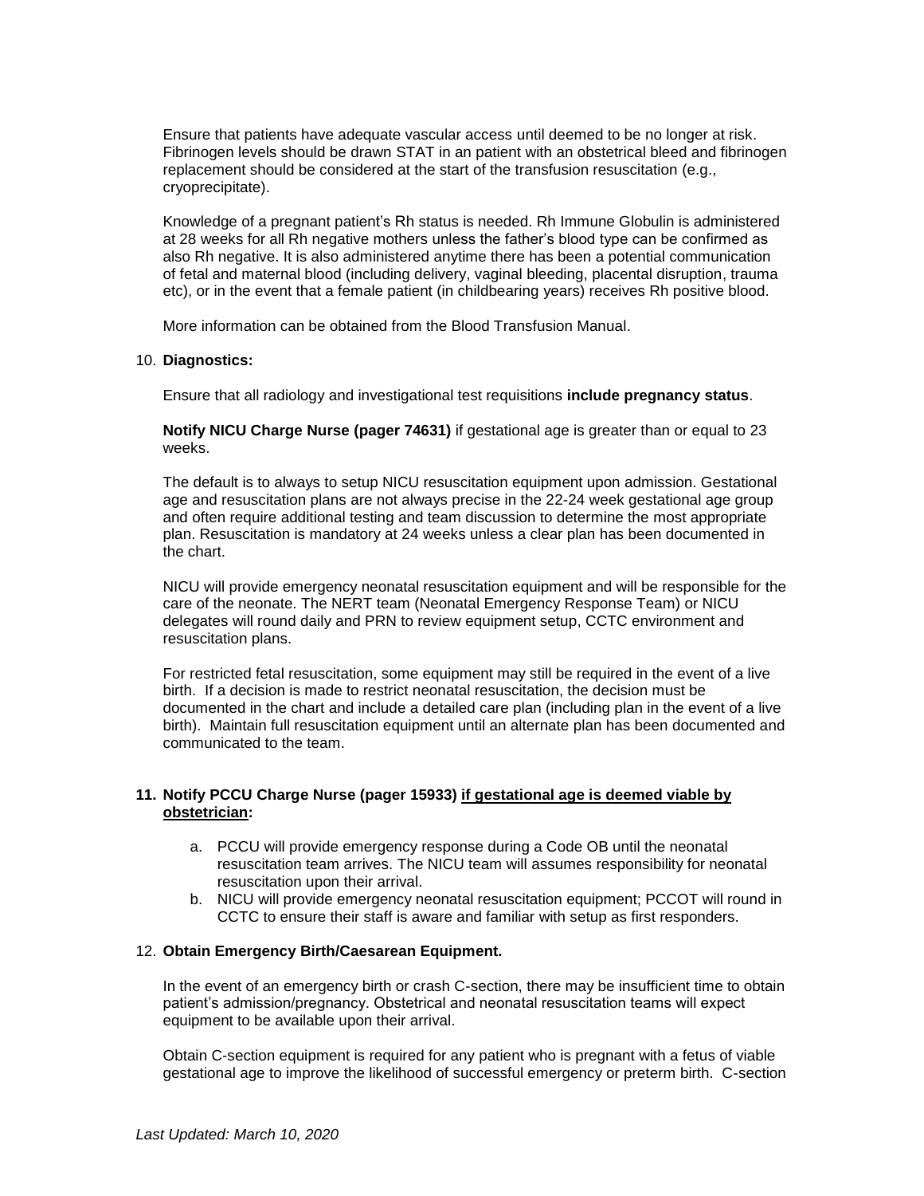Ensure that patients have adequate vascular access until deemed to be no longer at risk. Fibrinogen levels should be drawn STAT in an patient with an obstetrical bleed and fibrinogen replacement should be considered at the start of the transfusion resuscitation (e.g., cryoprecipitate).

Knowledge of a pregnant patient's Rh status is needed. Rh Immune Globulin is administered at 28 weeks for all Rh negative mothers unless the father's blood type can be confirmed as also Rh negative. It is also administered anytime there has been a potential communication of fetal and maternal blood (including delivery, vaginal bleeding, placental disruption, trauma etc), or in the event that a female patient (in childbearing years) receives Rh positive blood.

More information can be obtained from the Blood Transfusion Manual.

10. **Diagnostics:**

    Ensure that all radiology and investigational test requisitions **include pregnancy status**.

    **Notify NICU Charge Nurse (pager 74631)** if gestational age is greater than or equal to 23 weeks.

    The default is to always to setup NICU resuscitation equipment upon admission. Gestational age and resuscitation plans are not always precise in the 22-24 week gestational age group and often require additional testing and team discussion to determine the most appropriate plan. Resuscitation is mandatory at 24 weeks unless a clear plan has been documented in the chart.

    NICU will provide emergency neonatal resuscitation equipment and will be responsible for the care of the neonate. The NERT team (Neonatal Emergency Response Team) or NICU delegates will round daily and PRN to review equipment setup, CCTC environment and resuscitation plans.

    For restricted fetal resuscitation, some equipment may still be required in the event of a live birth. If a decision is made to restrict neonatal resuscitation, the decision must be documented in the chart and include a detailed care plan (including plan in the event of a live birth). Maintain full resuscitation equipment until an alternate plan has been documented and communicated to the team.

11. **Notify PCCU Charge Nurse (pager 15933) <u>if gestational age is deemed viable by obstetrician</u>:**

    a. PCCU will provide emergency response during a Code OB until the neonatal resuscitation team arrives. The NICU team will assumes responsibility for neonatal resuscitation upon their arrival.
    b. NICU will provide emergency neonatal resuscitation equipment; PCCOT will round in CCTC to ensure their staff is aware and familiar with setup as first responders.

12. **Obtain Emergency Birth/Caesarean Equipment.**

    In the event of an emergency birth or crash C-section, there may be insufficient time to obtain patient's admission/pregnancy. Obstetrical and neonatal resuscitation teams will expect equipment to be available upon their arrival.

    Obtain C-section equipment is required for any patient who is pregnant with a fetus of viable gestational age to improve the likelihood of successful emergency or preterm birth. C-section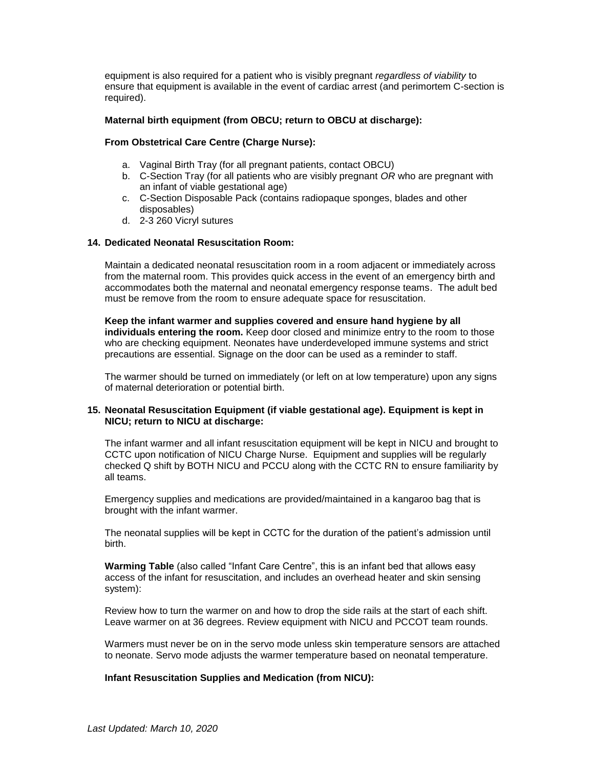equipment is also required for a patient who is visibly pregnant *regardless of viability* to ensure that equipment is available in the event of cardiac arrest (and perimortem C-section is required).

**Maternal birth equipment (from OBCU; return to OBCU at discharge):**

**From Obstetrical Care Centre (Charge Nurse):**

a. Vaginal Birth Tray (for all pregnant patients, contact OBCU)
b. C-Section Tray (for all patients who are visibly pregnant *OR* who are pregnant with an infant of viable gestational age)
c. C-Section Disposable Pack (contains radiopaque sponges, blades and other disposables)
d. 2-3 260 Vicryl sutures

**14. Dedicated Neonatal Resuscitation Room:**

Maintain a dedicated neonatal resuscitation room in a room adjacent or immediately across from the maternal room. This provides quick access in the event of an emergency birth and accommodates both the maternal and neonatal emergency response teams. The adult bed must be remove from the room to ensure adequate space for resuscitation.

**Keep the infant warmer and supplies covered and ensure hand hygiene by all individuals entering the room.** Keep door closed and minimize entry to the room to those who are checking equipment. Neonates have underdeveloped immune systems and strict precautions are essential. Signage on the door can be used as a reminder to staff.

The warmer should be turned on immediately (or left on at low temperature) upon any signs of maternal deterioration or potential birth.

**15. Neonatal Resuscitation Equipment (if viable gestational age). Equipment is kept in NICU; return to NICU at discharge:**

The infant warmer and all infant resuscitation equipment will be kept in NICU and brought to CCTC upon notification of NICU Charge Nurse. Equipment and supplies will be regularly checked Q shift by BOTH NICU and PCCU along with the CCTC RN to ensure familiarity by all teams.

Emergency supplies and medications are provided/maintained in a kangaroo bag that is brought with the infant warmer.

The neonatal supplies will be kept in CCTC for the duration of the patient's admission until birth.

**Warming Table** (also called "Infant Care Centre", this is an infant bed that allows easy access of the infant for resuscitation, and includes an overhead heater and skin sensing system):

Review how to turn the warmer on and how to drop the side rails at the start of each shift. Leave warmer on at 36 degrees. Review equipment with NICU and PCCOT team rounds.

Warmers must never be on in the servo mode unless skin temperature sensors are attached to neonate. Servo mode adjusts the warmer temperature based on neonatal temperature.

**Infant Resuscitation Supplies and Medication (from NICU):**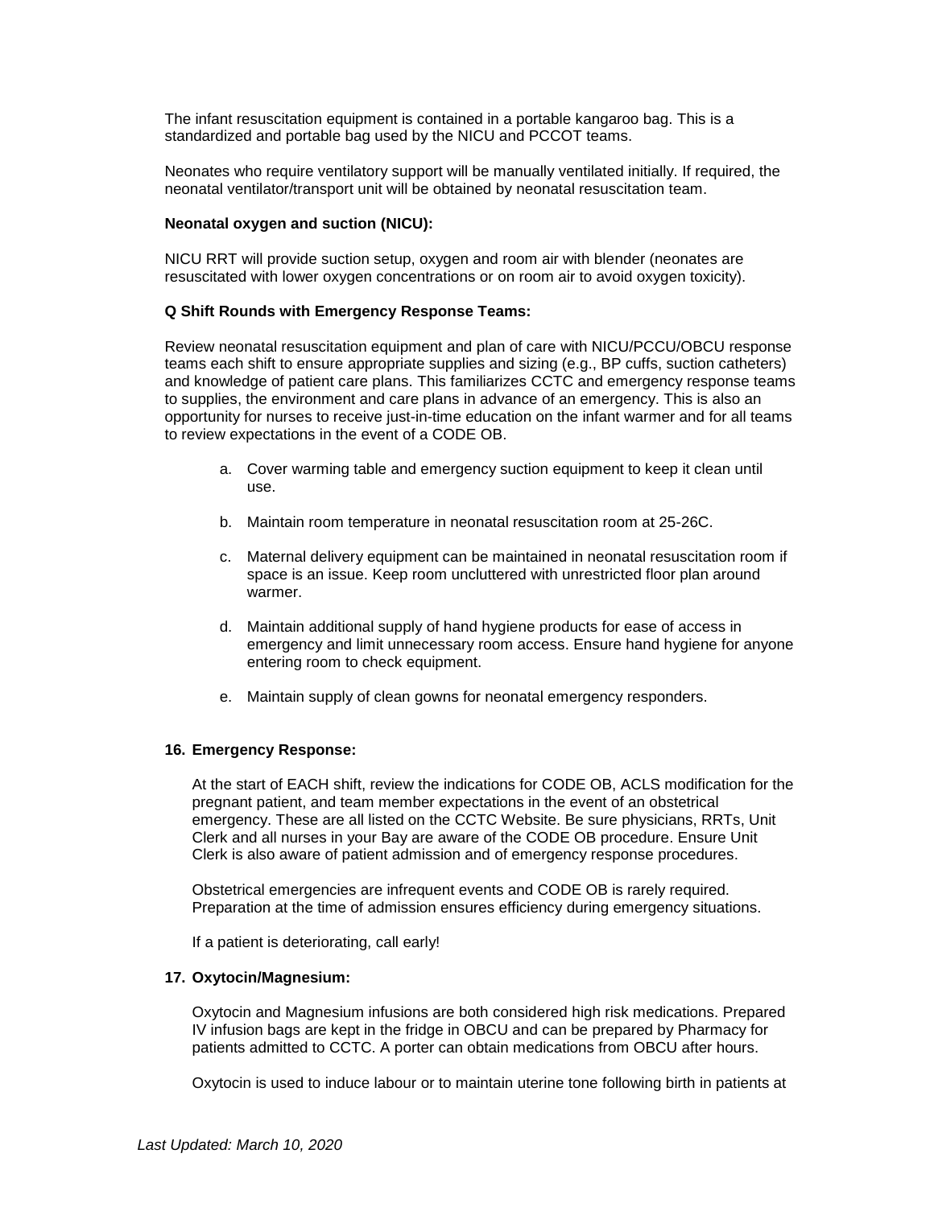The infant resuscitation equipment is contained in a portable kangaroo bag. This is a standardized and portable bag used by the NICU and PCCOT teams.

Neonates who require ventilatory support will be manually ventilated initially. If required, the neonatal ventilator/transport unit will be obtained by neonatal resuscitation team.

**Neonatal oxygen and suction (NICU):**

NICU RRT will provide suction setup, oxygen and room air with blender (neonates are resuscitated with lower oxygen concentrations or on room air to avoid oxygen toxicity).

**Q Shift Rounds with Emergency Response Teams:**

Review neonatal resuscitation equipment and plan of care with NICU/PCCU/OBCU response teams each shift to ensure appropriate supplies and sizing (e.g., BP cuffs, suction catheters) and knowledge of patient care plans. This familiarizes CCTC and emergency response teams to supplies, the environment and care plans in advance of an emergency. This is also an opportunity for nurses to receive just-in-time education on the infant warmer and for all teams to review expectations in the event of a CODE OB.

a. Cover warming table and emergency suction equipment to keep it clean until use.

b. Maintain room temperature in neonatal resuscitation room at 25-26C.

c. Maternal delivery equipment can be maintained in neonatal resuscitation room if space is an issue. Keep room uncluttered with unrestricted floor plan around warmer.

d. Maintain additional supply of hand hygiene products for ease of access in emergency and limit unnecessary room access. Ensure hand hygiene for anyone entering room to check equipment.

e. Maintain supply of clean gowns for neonatal emergency responders.

**16. Emergency Response:**

At the start of EACH shift, review the indications for CODE OB, ACLS modification for the pregnant patient, and team member expectations in the event of an obstetrical emergency. These are all listed on the CCTC Website. Be sure physicians, RRTs, Unit Clerk and all nurses in your Bay are aware of the CODE OB procedure. Ensure Unit Clerk is also aware of patient admission and of emergency response procedures.

Obstetrical emergencies are infrequent events and CODE OB is rarely required. Preparation at the time of admission ensures efficiency during emergency situations.

If a patient is deteriorating, call early!

**17. Oxytocin/Magnesium:**

Oxytocin and Magnesium infusions are both considered high risk medications. Prepared IV infusion bags are kept in the fridge in OBCU and can be prepared by Pharmacy for patients admitted to CCTC. A porter can obtain medications from OBCU after hours.

Oxytocin is used to induce labour or to maintain uterine tone following birth in patients at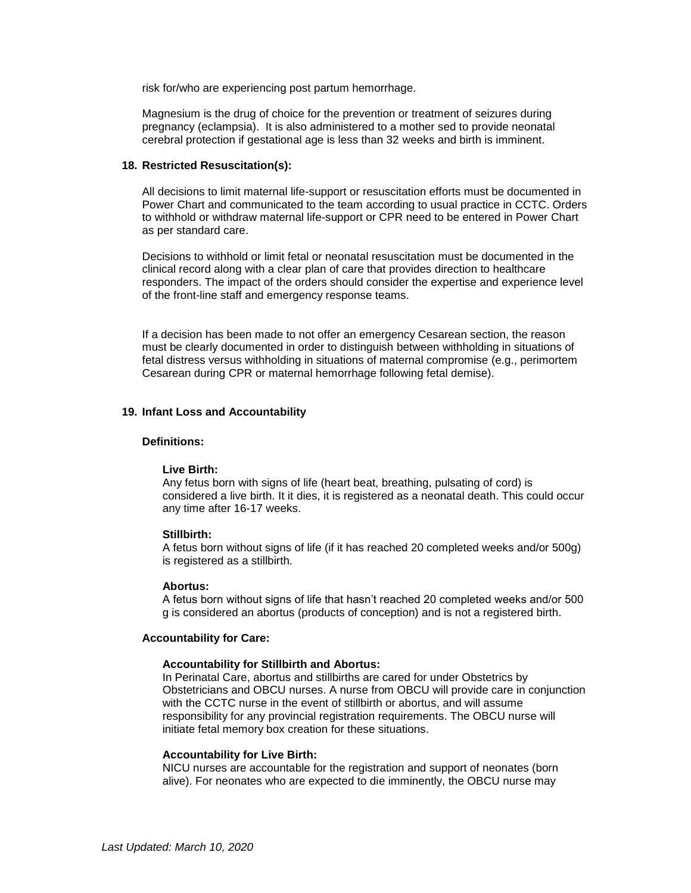risk for/who are experiencing post partum hemorrhage.

Magnesium is the drug of choice for the prevention or treatment of seizures during pregnancy (eclampsia). It is also administered to a mother sed to provide neonatal cerebral protection if gestational age is less than 32 weeks and birth is imminent.

**18. Restricted Resuscitation(s):**

All decisions to limit maternal life-support or resuscitation efforts must be documented in Power Chart and communicated to the team according to usual practice in CCTC. Orders to withhold or withdraw maternal life-support or CPR need to be entered in Power Chart as per standard care.

Decisions to withhold or limit fetal or neonatal resuscitation must be documented in the clinical record along with a clear plan of care that provides direction to healthcare responders. The impact of the orders should consider the expertise and experience level of the front-line staff and emergency response teams.

If a decision has been made to not offer an emergency Cesarean section, the reason must be clearly documented in order to distinguish between withholding in situations of fetal distress versus withholding in situations of maternal compromise (e.g., perimortem Cesarean during CPR or maternal hemorrhage following fetal demise).

**19. Infant Loss and Accountability**

**Definitions:**

**Live Birth:**
Any fetus born with signs of life (heart beat, breathing, pulsating of cord) is considered a live birth. It it dies, it is registered as a neonatal death. This could occur any time after 16-17 weeks.

**Stillbirth:**
A fetus born without signs of life (if it has reached 20 completed weeks and/or 500g) is registered as a stillbirth.

**Abortus:**
A fetus born without signs of life that hasn't reached 20 completed weeks and/or 500 g is considered an abortus (products of conception) and is not a registered birth.

**Accountability for Care:**

**Accountability for Stillbirth and Abortus:**
In Perinatal Care, abortus and stillbirths are cared for under Obstetrics by Obstetricians and OBCU nurses. A nurse from OBCU will provide care in conjunction with the CCTC nurse in the event of stillbirth or abortus, and will assume responsibility for any provincial registration requirements. The OBCU nurse will initiate fetal memory box creation for these situations.

**Accountability for Live Birth:**
NICU nurses are accountable for the registration and support of neonates (born alive). For neonates who are expected to die imminently, the OBCU nurse may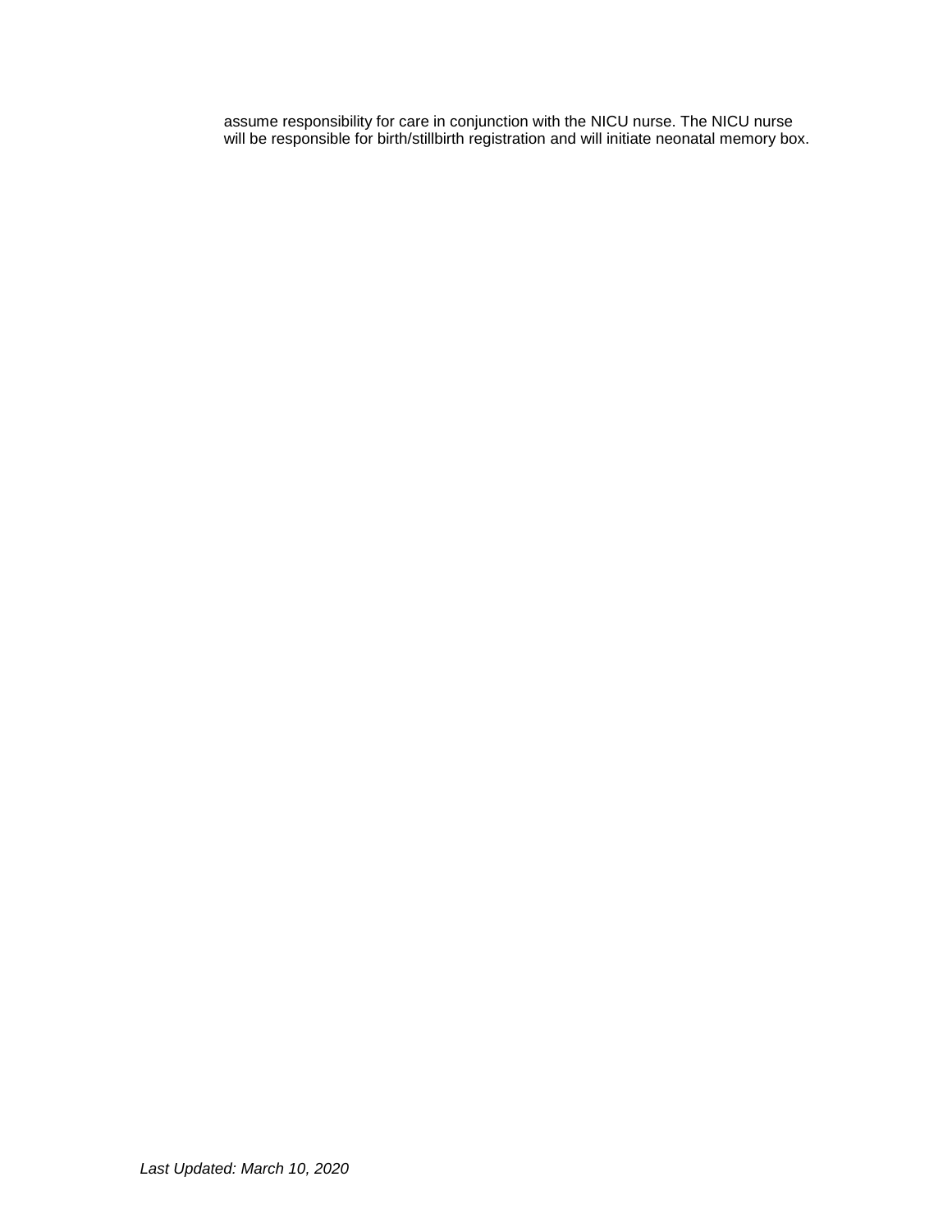assume responsibility for care in conjunction with the NICU nurse. The NICU nurse will be responsible for birth/stillbirth registration and will initiate neonatal memory box.

*Last Updated: March 10, 2020*